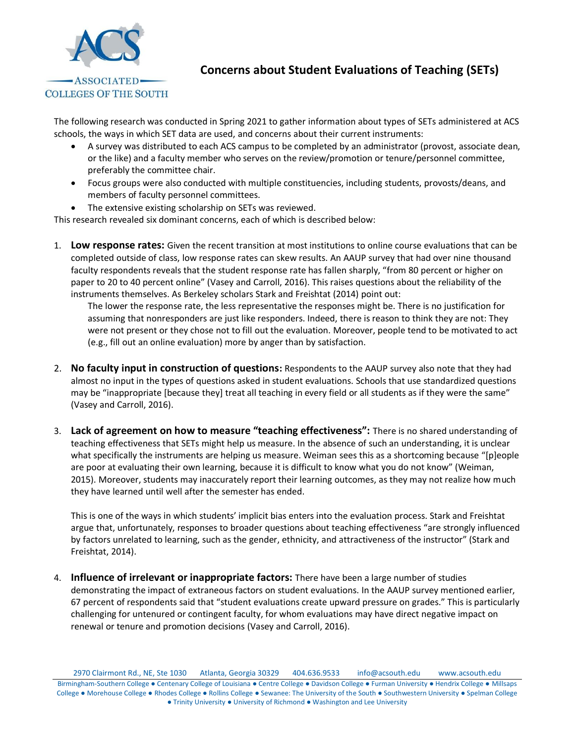# Concerns about Student Evaluations of Teaching (SETs)

The following research was conducted in Spring 2021 to gather information about types of SETs administered at ACS schools, the ways in which SET data are used, and concerns about their current instruments:

- A survey was distributed to each ACS campus to be completed by an administrator (provost, associate dean, or the like) and a faculty member who serves on the review/promotion or tenure/personnel committee, preferably the committee chair.
- Focus groups were also conducted with multiple constituencies, including students, provosts/deans, and members of faculty personnel committees.
- The extensive existing scholarship on SETs was reviewed.

This research revealed six dominant concerns, each of which is described below:

1. **Low response rates:** Given the recent transition at most institutions to online course evaluations that can be completed outside of class, low response rates can skew results. An AAUP survey that had over nine thousand faculty respondents reveals that the student response rate has fallen sharply, "from 80 percent or higher on paper to 20 to 40 percent online" (Vasey and Carroll, 2016). This raises questions about the reliability of the instruments themselves. As Berkeley scholars Stark and Freishtat (2014) point out:

   > The lower the response rate, the less representative the responses might be. There is no justification for assuming that nonresponders are just like responders. Indeed, there is reason to think they are not: They were not present or they chose not to fill out the evaluation. Moreover, people tend to be motivated to act (e.g., fill out an online evaluation) more by anger than by satisfaction.

2. **No faculty input in construction of questions:** Respondents to the AAUP survey also note that they had almost no input in the types of questions asked in student evaluations. Schools that use standardized questions may be "inappropriate [because they] treat all teaching in every field or all students as if they were the same" (Vasey and Carroll, 2016).

3. **Lack of agreement on how to measure "teaching effectiveness":** There is no shared understanding of teaching effectiveness that SETs might help us measure. In the absence of such an understanding, it is unclear what specifically the instruments are helping us measure. Weiman sees this as a shortcoming because "[p]eople are poor at evaluating their own learning, because it is difficult to know what you do not know" (Weiman, 2015). Moreover, students may inaccurately report their learning outcomes, as they may not realize how much they have learned until well after the semester has ended.

   This is one of the ways in which students' implicit bias enters into the evaluation process. Stark and Freishtat argue that, unfortunately, responses to broader questions about teaching effectiveness "are strongly influenced by factors unrelated to learning, such as the gender, ethnicity, and attractiveness of the instructor" (Stark and Freishtat, 2014).

4. **Influence of irrelevant or inappropriate factors:** There have been a large number of studies demonstrating the impact of extraneous factors on student evaluations. In the AAUP survey mentioned earlier, 67 percent of respondents said that "student evaluations create upward pressure on grades." This is particularly challenging for untenured or contingent faculty, for whom evaluations may have direct negative impact on renewal or tenure and promotion decisions (Vasey and Carroll, 2016).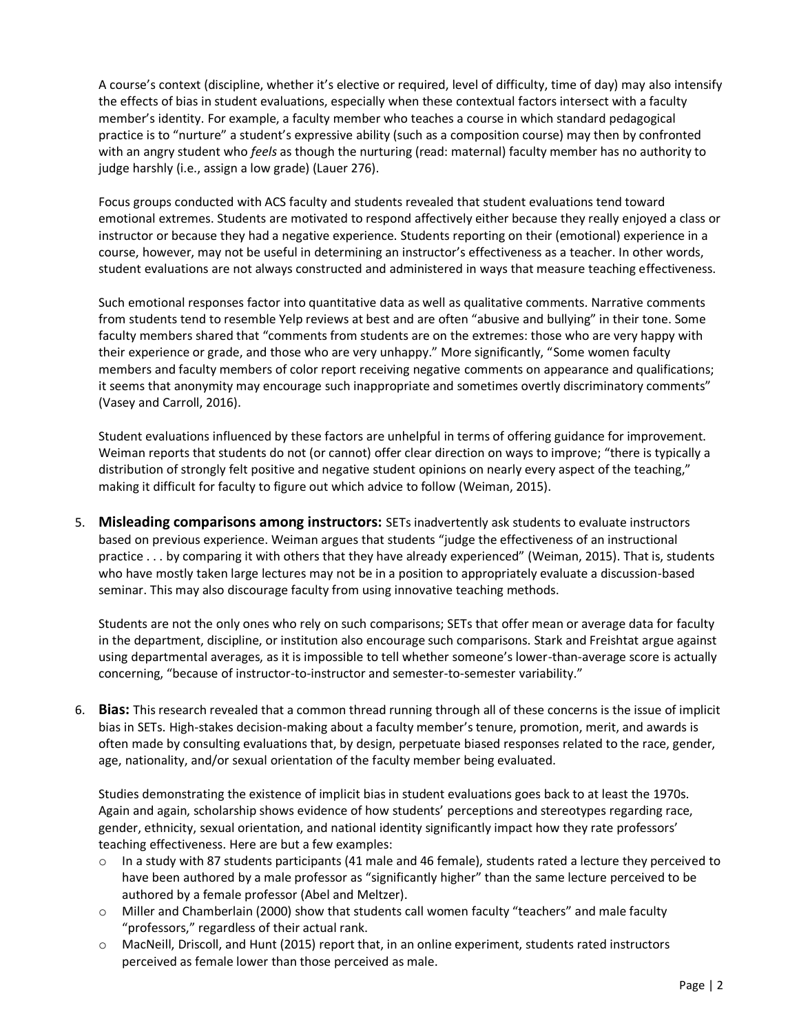A course's context (discipline, whether it's elective or required, level of difficulty, time of day) may also intensify the effects of bias in student evaluations, especially when these contextual factors intersect with a faculty member's identity. For example, a faculty member who teaches a course in which standard pedagogical practice is to "nurture" a student's expressive ability (such as a composition course) may then by confronted with an angry student who *feels* as though the nurturing (read: maternal) faculty member has no authority to judge harshly (i.e., assign a low grade) (Lauer 276).

Focus groups conducted with ACS faculty and students revealed that student evaluations tend toward emotional extremes. Students are motivated to respond affectively either because they really enjoyed a class or instructor or because they had a negative experience. Students reporting on their (emotional) experience in a course, however, may not be useful in determining an instructor's effectiveness as a teacher. In other words, student evaluations are not always constructed and administered in ways that measure teaching effectiveness.

Such emotional responses factor into quantitative data as well as qualitative comments. Narrative comments from students tend to resemble Yelp reviews at best and are often "abusive and bullying" in their tone. Some faculty members shared that "comments from students are on the extremes: those who are very happy with their experience or grade, and those who are very unhappy." More significantly, "Some women faculty members and faculty members of color report receiving negative comments on appearance and qualifications; it seems that anonymity may encourage such inappropriate and sometimes overtly discriminatory comments" (Vasey and Carroll, 2016).

Student evaluations influenced by these factors are unhelpful in terms of offering guidance for improvement. Weiman reports that students do not (or cannot) offer clear direction on ways to improve; "there is typically a distribution of strongly felt positive and negative student opinions on nearly every aspect of the teaching," making it difficult for faculty to figure out which advice to follow (Weiman, 2015).

5. **Misleading comparisons among instructors:** SETs inadvertently ask students to evaluate instructors based on previous experience. Weiman argues that students "judge the effectiveness of an instructional practice . . . by comparing it with others that they have already experienced" (Weiman, 2015). That is, students who have mostly taken large lectures may not be in a position to appropriately evaluate a discussion-based seminar. This may also discourage faculty from using innovative teaching methods.

   Students are not the only ones who rely on such comparisons; SETs that offer mean or average data for faculty in the department, discipline, or institution also encourage such comparisons. Stark and Freishtat argue against using departmental averages, as it is impossible to tell whether someone's lower-than-average score is actually concerning, "because of instructor-to-instructor and semester-to-semester variability."

6. **Bias:** This research revealed that a common thread running through all of these concerns is the issue of implicit bias in SETs. High-stakes decision-making about a faculty member's tenure, promotion, merit, and awards is often made by consulting evaluations that, by design, perpetuate biased responses related to the race, gender, age, nationality, and/or sexual orientation of the faculty member being evaluated.

   Studies demonstrating the existence of implicit bias in student evaluations goes back to at least the 1970s. Again and again, scholarship shows evidence of how students' perceptions and stereotypes regarding race, gender, ethnicity, sexual orientation, and national identity significantly impact how they rate professors' teaching effectiveness. Here are but a few examples:

   - In a study with 87 students participants (41 male and 46 female), students rated a lecture they perceived to have been authored by a male professor as "significantly higher" than the same lecture perceived to be authored by a female professor (Abel and Meltzer).
   - Miller and Chamberlain (2000) show that students call women faculty "teachers" and male faculty "professors," regardless of their actual rank.
   - MacNeill, Driscoll, and Hunt (2015) report that, in an online experiment, students rated instructors perceived as female lower than those perceived as male.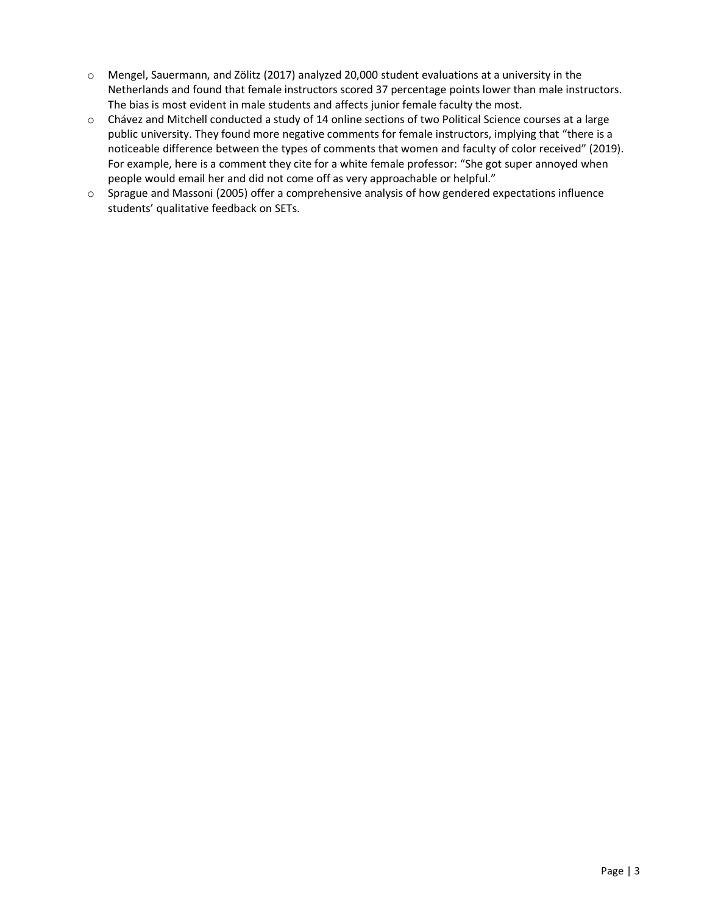- Mengel, Sauermann, and Zölitz (2017) analyzed 20,000 student evaluations at a university in the Netherlands and found that female instructors scored 37 percentage points lower than male instructors. The bias is most evident in male students and affects junior female faculty the most.
- Chávez and Mitchell conducted a study of 14 online sections of two Political Science courses at a large public university. They found more negative comments for female instructors, implying that "there is a noticeable difference between the types of comments that women and faculty of color received" (2019). For example, here is a comment they cite for a white female professor: "She got super annoyed when people would email her and did not come off as very approachable or helpful."
- Sprague and Massoni (2005) offer a comprehensive analysis of how gendered expectations influence students' qualitative feedback on SETs.